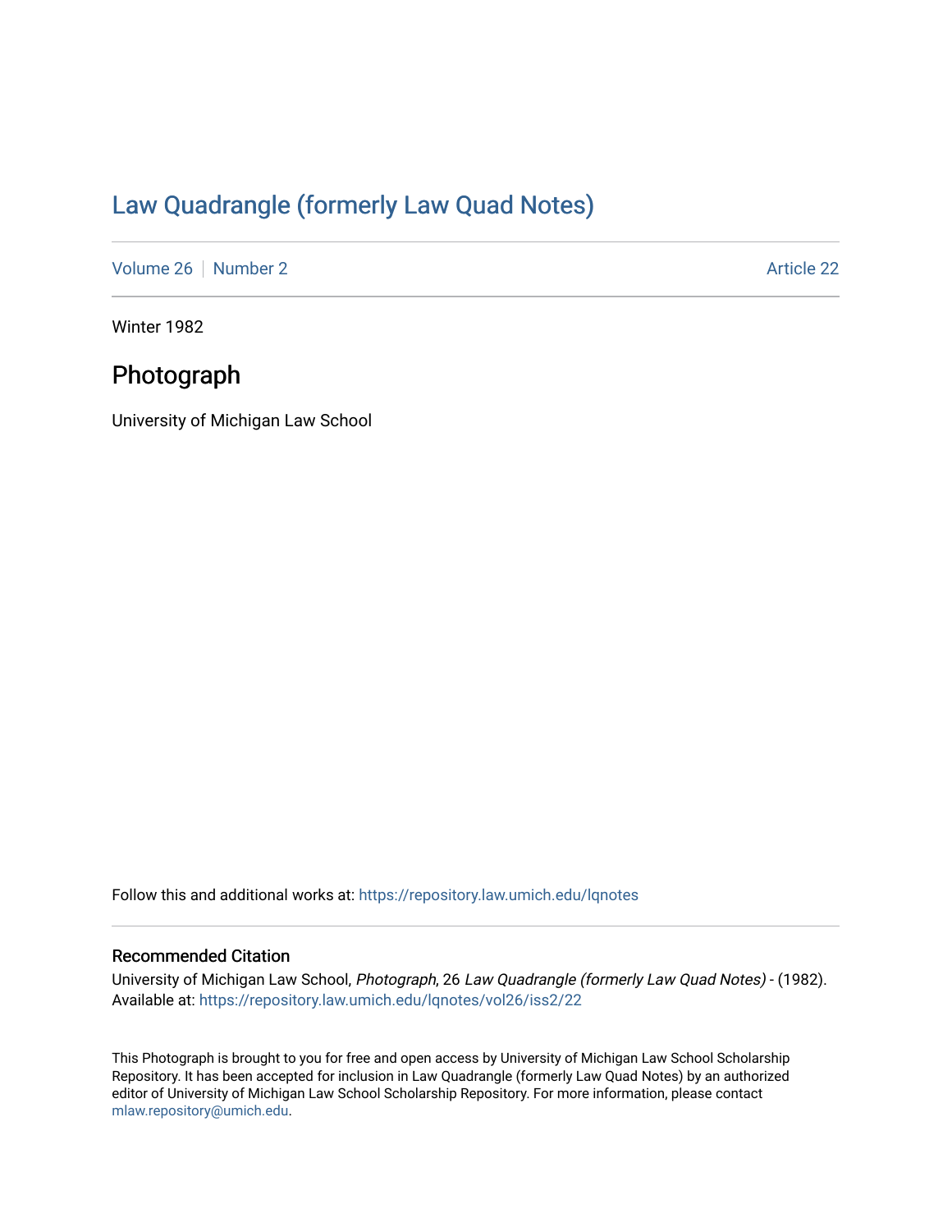# Law Quadrangle (formerly Law Quad Notes)

Volume 26 | Number 2 Article 22

Winter 1982

## Photograph

University of Michigan Law School

Follow this and additional works at: https://repository.law.umich.edu/lqnotes

### Recommended Citation

University of Michigan Law School, *Photograph*, 26 *Law Quadrangle (formerly Law Quad Notes)* - (1982).
Available at: https://repository.law.umich.edu/lqnotes/vol26/iss2/22

This Photograph is brought to you for free and open access by University of Michigan Law School Scholarship Repository. It has been accepted for inclusion in Law Quadrangle (formerly Law Quad Notes) by an authorized editor of University of Michigan Law School Scholarship Repository. For more information, please contact mlaw.repository@umich.edu.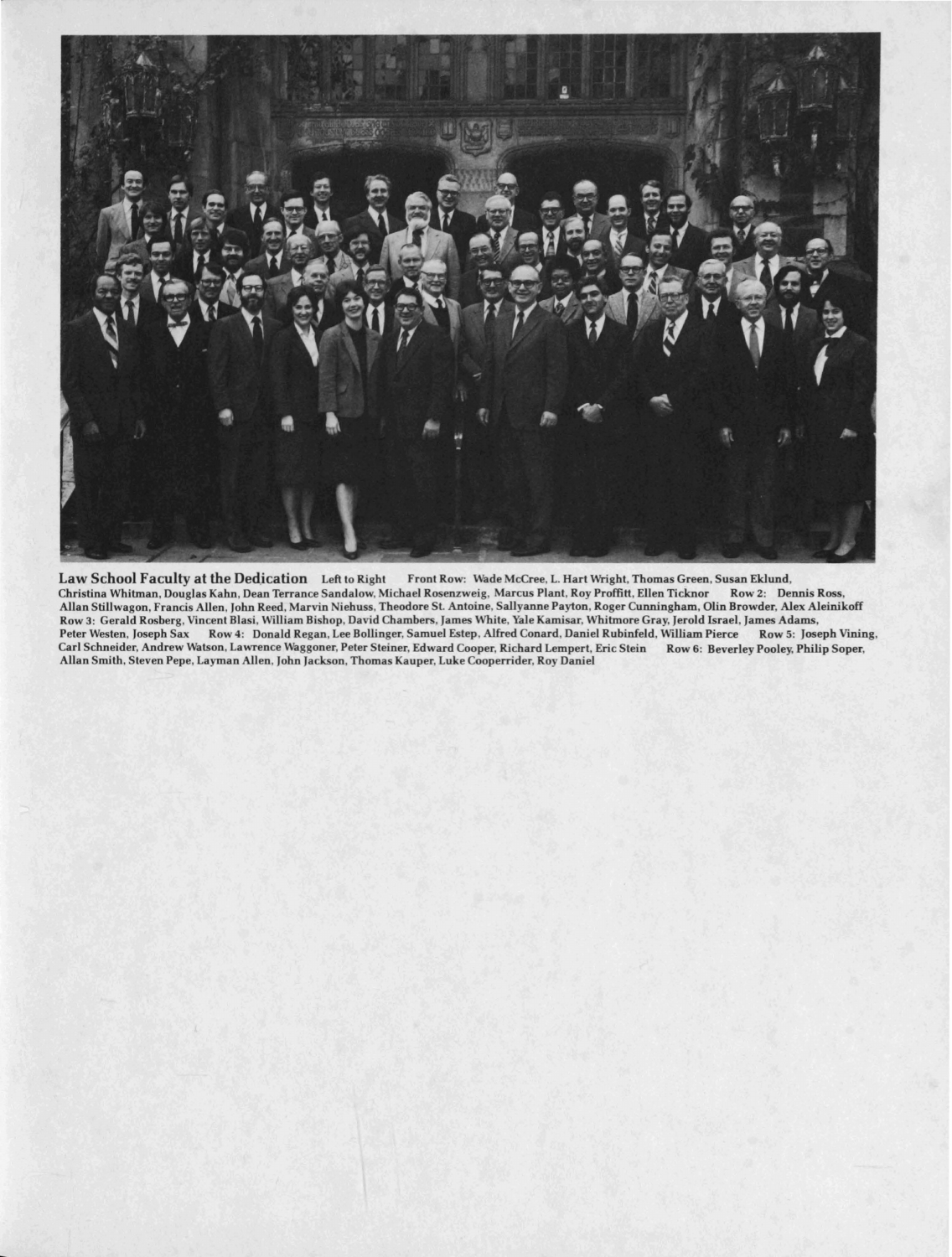**Law School Faculty at the Dedication** Left to Right Front Row: Wade McCree, L. Hart Wright, Thomas Green, Susan Eklund, Christina Whitman, Douglas Kahn, Dean Terrance Sandalow, Michael Rosenzweig, Marcus Plant, Roy Proffitt, Ellen Ticknor Row 2: Dennis Ross, Allan Stillwagon, Francis Allen, John Reed, Marvin Niehuss, Theodore St. Antoine, Sallyanne Payton, Roger Cunningham, Olin Browder, Alex Aleinikoff Row 3: Gerald Rosberg, Vincent Blasi, William Bishop, David Chambers, James White, Yale Kamisar, Whitmore Gray, Jerold Israel, James Adams, Peter Westen, Joseph Sax Row 4: Donald Regan, Lee Bollinger, Samuel Estep, Alfred Conard, Daniel Rubinfeld, William Pierce Row 5: Joseph Vining, Carl Schneider, Andrew Watson, Lawrence Waggoner, Peter Steiner, Edward Cooper, Richard Lempert, Eric Stein Row 6: Beverley Pooley, Philip Soper, Allan Smith, Steven Pepe, Layman Allen, John Jackson, Thomas Kauper, Luke Cooperrider, Roy Daniel